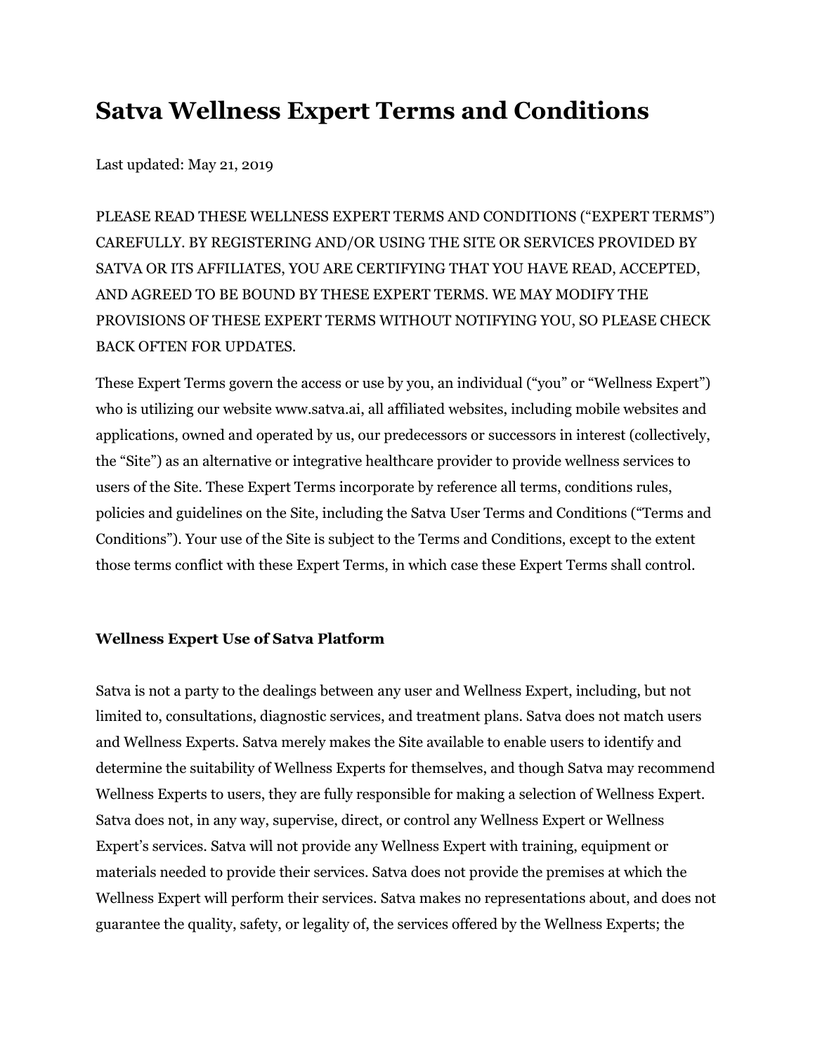# Satva Wellness Expert Terms and Conditions

Last updated: May 21, 2019

PLEASE READ THESE WELLNESS EXPERT TERMS AND CONDITIONS ("EXPERT TERMS") CAREFULLY. BY REGISTERING AND/OR USING THE SITE OR SERVICES PROVIDED BY SATVA OR ITS AFFILIATES, YOU ARE CERTIFYING THAT YOU HAVE READ, ACCEPTED, AND AGREED TO BE BOUND BY THESE EXPERT TERMS. WE MAY MODIFY THE PROVISIONS OF THESE EXPERT TERMS WITHOUT NOTIFYING YOU, SO PLEASE CHECK BACK OFTEN FOR UPDATES.

These Expert Terms govern the access or use by you, an individual ("you" or "Wellness Expert") who is utilizing our website www.satva.ai, all affiliated websites, including mobile websites and applications, owned and operated by us, our predecessors or successors in interest (collectively, the "Site") as an alternative or integrative healthcare provider to provide wellness services to users of the Site. These Expert Terms incorporate by reference all terms, conditions rules, policies and guidelines on the Site, including the Satva User Terms and Conditions ("Terms and Conditions"). Your use of the Site is subject to the Terms and Conditions, except to the extent those terms conflict with these Expert Terms, in which case these Expert Terms shall control.

### Wellness Expert Use of Satva Platform

Satva is not a party to the dealings between any user and Wellness Expert, including, but not limited to, consultations, diagnostic services, and treatment plans. Satva does not match users and Wellness Experts. Satva merely makes the Site available to enable users to identify and determine the suitability of Wellness Experts for themselves, and though Satva may recommend Wellness Experts to users, they are fully responsible for making a selection of Wellness Expert. Satva does not, in any way, supervise, direct, or control any Wellness Expert or Wellness Expert's services. Satva will not provide any Wellness Expert with training, equipment or materials needed to provide their services. Satva does not provide the premises at which the Wellness Expert will perform their services. Satva makes no representations about, and does not guarantee the quality, safety, or legality of, the services offered by the Wellness Experts; the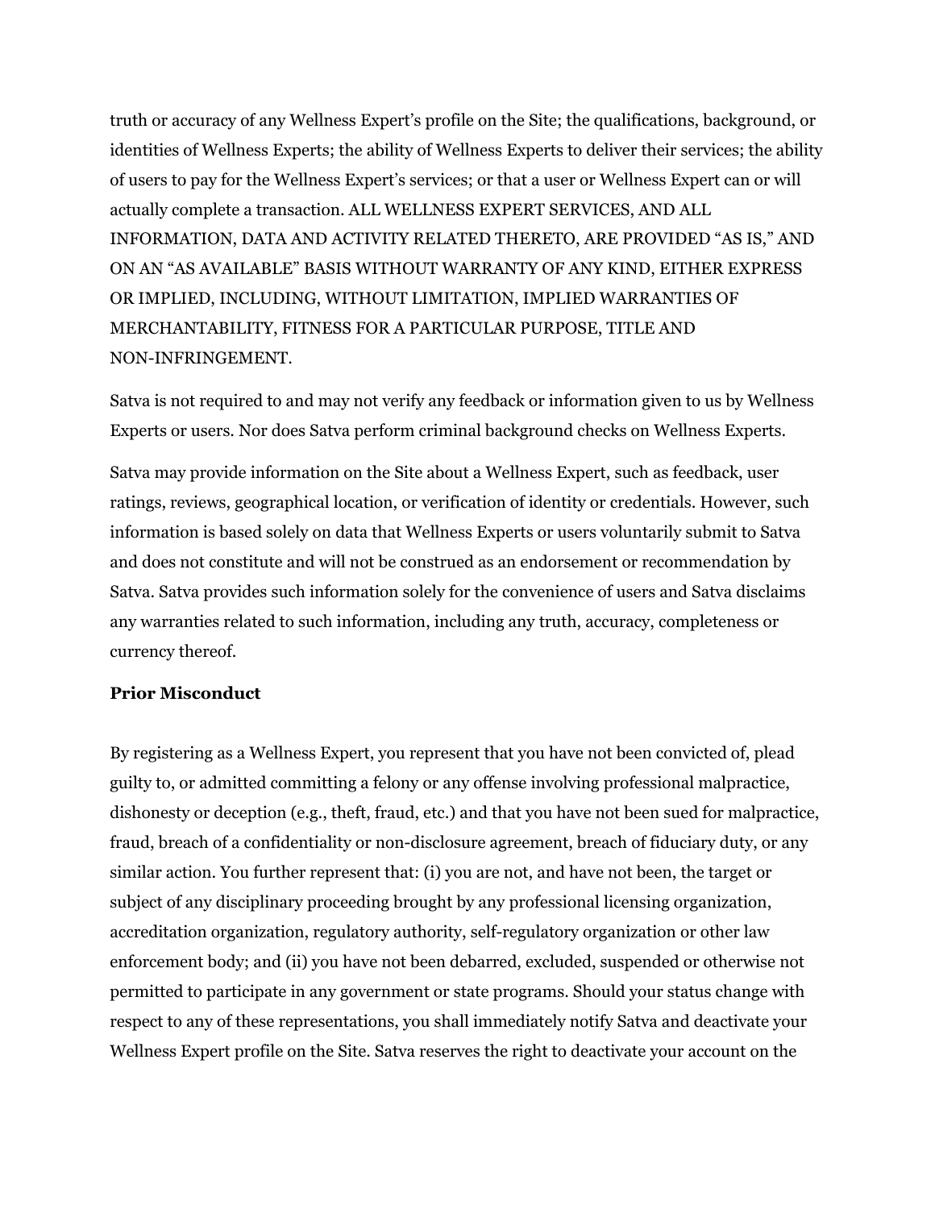truth or accuracy of any Wellness Expert's profile on the Site; the qualifications, background, or identities of Wellness Experts; the ability of Wellness Experts to deliver their services; the ability of users to pay for the Wellness Expert's services; or that a user or Wellness Expert can or will actually complete a transaction. ALL WELLNESS EXPERT SERVICES, AND ALL INFORMATION, DATA AND ACTIVITY RELATED THERETO, ARE PROVIDED "AS IS," AND ON AN "AS AVAILABLE" BASIS WITHOUT WARRANTY OF ANY KIND, EITHER EXPRESS OR IMPLIED, INCLUDING, WITHOUT LIMITATION, IMPLIED WARRANTIES OF MERCHANTABILITY, FITNESS FOR A PARTICULAR PURPOSE, TITLE AND NON-INFRINGEMENT.

Satva is not required to and may not verify any feedback or information given to us by Wellness Experts or users. Nor does Satva perform criminal background checks on Wellness Experts.

Satva may provide information on the Site about a Wellness Expert, such as feedback, user ratings, reviews, geographical location, or verification of identity or credentials. However, such information is based solely on data that Wellness Experts or users voluntarily submit to Satva and does not constitute and will not be construed as an endorsement or recommendation by Satva. Satva provides such information solely for the convenience of users and Satva disclaims any warranties related to such information, including any truth, accuracy, completeness or currency thereof.

**Prior Misconduct**

By registering as a Wellness Expert, you represent that you have not been convicted of, plead guilty to, or admitted committing a felony or any offense involving professional malpractice, dishonesty or deception (e.g., theft, fraud, etc.) and that you have not been sued for malpractice, fraud, breach of a confidentiality or non-disclosure agreement, breach of fiduciary duty, or any similar action. You further represent that: (i) you are not, and have not been, the target or subject of any disciplinary proceeding brought by any professional licensing organization, accreditation organization, regulatory authority, self-regulatory organization or other law enforcement body; and (ii) you have not been debarred, excluded, suspended or otherwise not permitted to participate in any government or state programs. Should your status change with respect to any of these representations, you shall immediately notify Satva and deactivate your Wellness Expert profile on the Site. Satva reserves the right to deactivate your account on the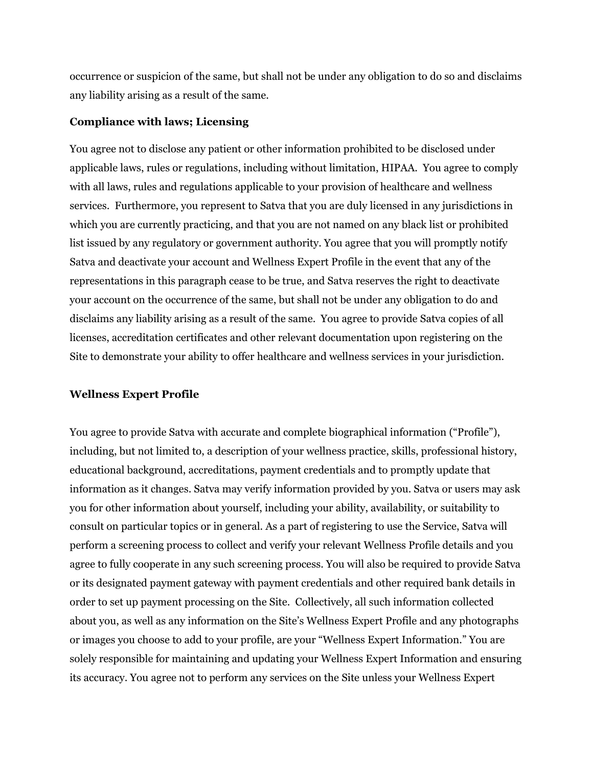occurrence or suspicion of the same, but shall not be under any obligation to do so and disclaims any liability arising as a result of the same.

**Compliance with laws; Licensing**

You agree not to disclose any patient or other information prohibited to be disclosed under applicable laws, rules or regulations, including without limitation, HIPAA. You agree to comply with all laws, rules and regulations applicable to your provision of healthcare and wellness services. Furthermore, you represent to Satva that you are duly licensed in any jurisdictions in which you are currently practicing, and that you are not named on any black list or prohibited list issued by any regulatory or government authority. You agree that you will promptly notify Satva and deactivate your account and Wellness Expert Profile in the event that any of the representations in this paragraph cease to be true, and Satva reserves the right to deactivate your account on the occurrence of the same, but shall not be under any obligation to do and disclaims any liability arising as a result of the same. You agree to provide Satva copies of all licenses, accreditation certificates and other relevant documentation upon registering on the Site to demonstrate your ability to offer healthcare and wellness services in your jurisdiction.

**Wellness Expert Profile**

You agree to provide Satva with accurate and complete biographical information ("Profile"), including, but not limited to, a description of your wellness practice, skills, professional history, educational background, accreditations, payment credentials and to promptly update that information as it changes. Satva may verify information provided by you. Satva or users may ask you for other information about yourself, including your ability, availability, or suitability to consult on particular topics or in general. As a part of registering to use the Service, Satva will perform a screening process to collect and verify your relevant Wellness Profile details and you agree to fully cooperate in any such screening process. You will also be required to provide Satva or its designated payment gateway with payment credentials and other required bank details in order to set up payment processing on the Site. Collectively, all such information collected about you, as well as any information on the Site's Wellness Expert Profile and any photographs or images you choose to add to your profile, are your "Wellness Expert Information." You are solely responsible for maintaining and updating your Wellness Expert Information and ensuring its accuracy. You agree not to perform any services on the Site unless your Wellness Expert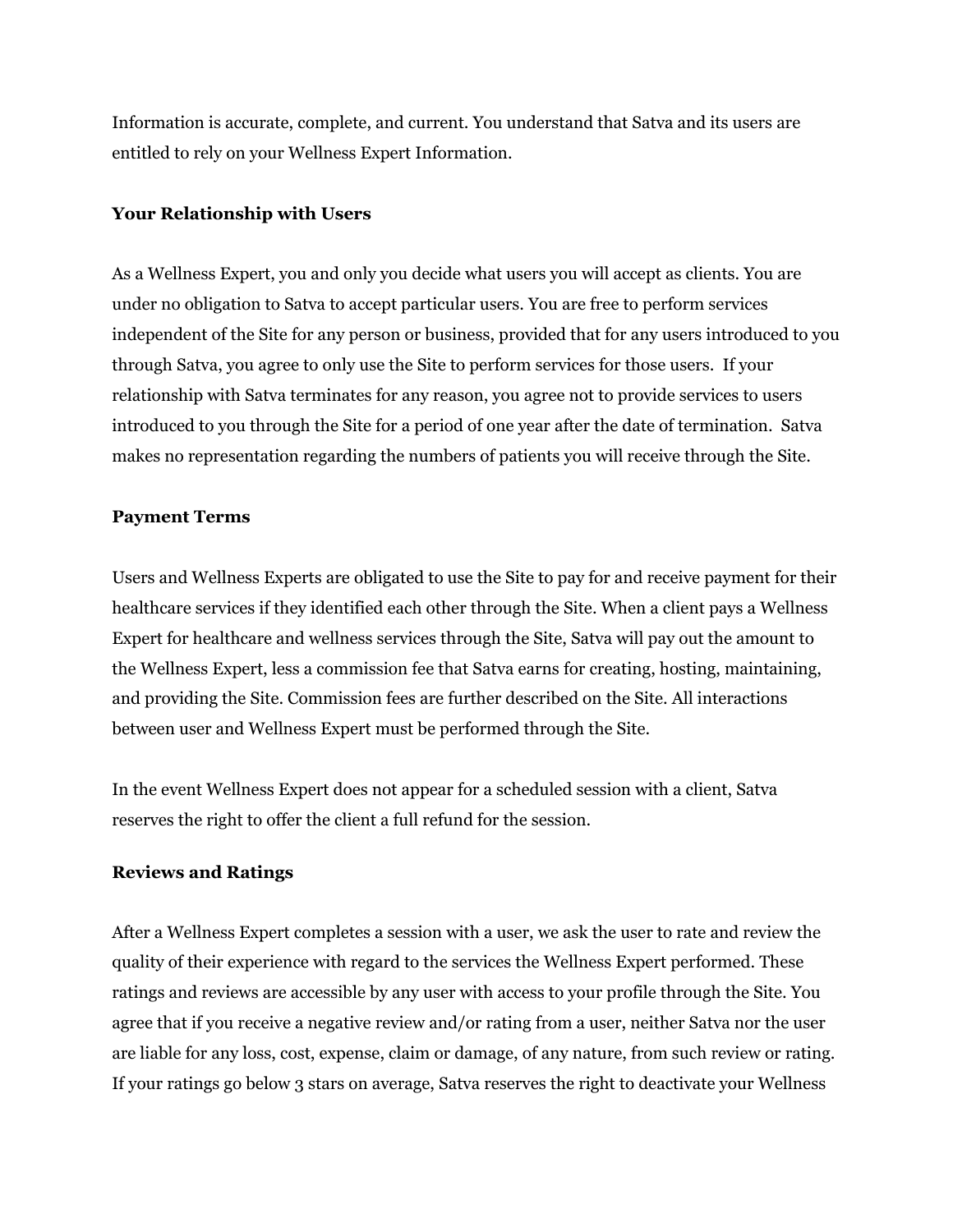Information is accurate, complete, and current. You understand that Satva and its users are entitled to rely on your Wellness Expert Information.

**Your Relationship with Users**

As a Wellness Expert, you and only you decide what users you will accept as clients. You are under no obligation to Satva to accept particular users. You are free to perform services independent of the Site for any person or business, provided that for any users introduced to you through Satva, you agree to only use the Site to perform services for those users. If your relationship with Satva terminates for any reason, you agree not to provide services to users introduced to you through the Site for a period of one year after the date of termination. Satva makes no representation regarding the numbers of patients you will receive through the Site.

**Payment Terms**

Users and Wellness Experts are obligated to use the Site to pay for and receive payment for their healthcare services if they identified each other through the Site. When a client pays a Wellness Expert for healthcare and wellness services through the Site, Satva will pay out the amount to the Wellness Expert, less a commission fee that Satva earns for creating, hosting, maintaining, and providing the Site. Commission fees are further described on the Site. All interactions between user and Wellness Expert must be performed through the Site.

In the event Wellness Expert does not appear for a scheduled session with a client, Satva reserves the right to offer the client a full refund for the session.

**Reviews and Ratings**

After a Wellness Expert completes a session with a user, we ask the user to rate and review the quality of their experience with regard to the services the Wellness Expert performed. These ratings and reviews are accessible by any user with access to your profile through the Site. You agree that if you receive a negative review and/or rating from a user, neither Satva nor the user are liable for any loss, cost, expense, claim or damage, of any nature, from such review or rating. If your ratings go below 3 stars on average, Satva reserves the right to deactivate your Wellness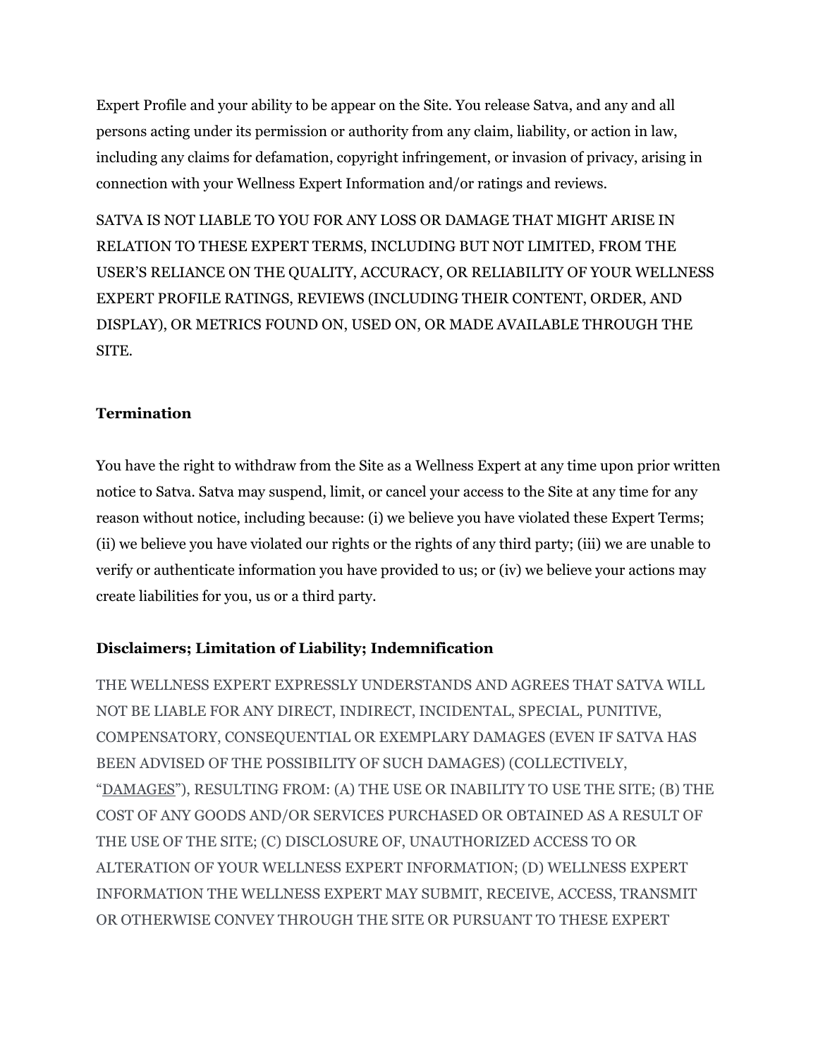Expert Profile and your ability to be appear on the Site. You release Satva, and any and all persons acting under its permission or authority from any claim, liability, or action in law, including any claims for defamation, copyright infringement, or invasion of privacy, arising in connection with your Wellness Expert Information and/or ratings and reviews.

SATVA IS NOT LIABLE TO YOU FOR ANY LOSS OR DAMAGE THAT MIGHT ARISE IN RELATION TO THESE EXPERT TERMS, INCLUDING BUT NOT LIMITED, FROM THE USER'S RELIANCE ON THE QUALITY, ACCURACY, OR RELIABILITY OF YOUR WELLNESS EXPERT PROFILE RATINGS, REVIEWS (INCLUDING THEIR CONTENT, ORDER, AND DISPLAY), OR METRICS FOUND ON, USED ON, OR MADE AVAILABLE THROUGH THE SITE.

**Termination**

You have the right to withdraw from the Site as a Wellness Expert at any time upon prior written notice to Satva. Satva may suspend, limit, or cancel your access to the Site at any time for any reason without notice, including because: (i) we believe you have violated these Expert Terms; (ii) we believe you have violated our rights or the rights of any third party; (iii) we are unable to verify or authenticate information you have provided to us; or (iv) we believe your actions may create liabilities for you, us or a third party.

**Disclaimers; Limitation of Liability; Indemnification**

THE WELLNESS EXPERT EXPRESSLY UNDERSTANDS AND AGREES THAT SATVA WILL NOT BE LIABLE FOR ANY DIRECT, INDIRECT, INCIDENTAL, SPECIAL, PUNITIVE, COMPENSATORY, CONSEQUENTIAL OR EXEMPLARY DAMAGES (EVEN IF SATVA HAS BEEN ADVISED OF THE POSSIBILITY OF SUCH DAMAGES) (COLLECTIVELY, "DAMAGES"), RESULTING FROM: (A) THE USE OR INABILITY TO USE THE SITE; (B) THE COST OF ANY GOODS AND/OR SERVICES PURCHASED OR OBTAINED AS A RESULT OF THE USE OF THE SITE; (C) DISCLOSURE OF, UNAUTHORIZED ACCESS TO OR ALTERATION OF YOUR WELLNESS EXPERT INFORMATION; (D) WELLNESS EXPERT INFORMATION THE WELLNESS EXPERT MAY SUBMIT, RECEIVE, ACCESS, TRANSMIT OR OTHERWISE CONVEY THROUGH THE SITE OR PURSUANT TO THESE EXPERT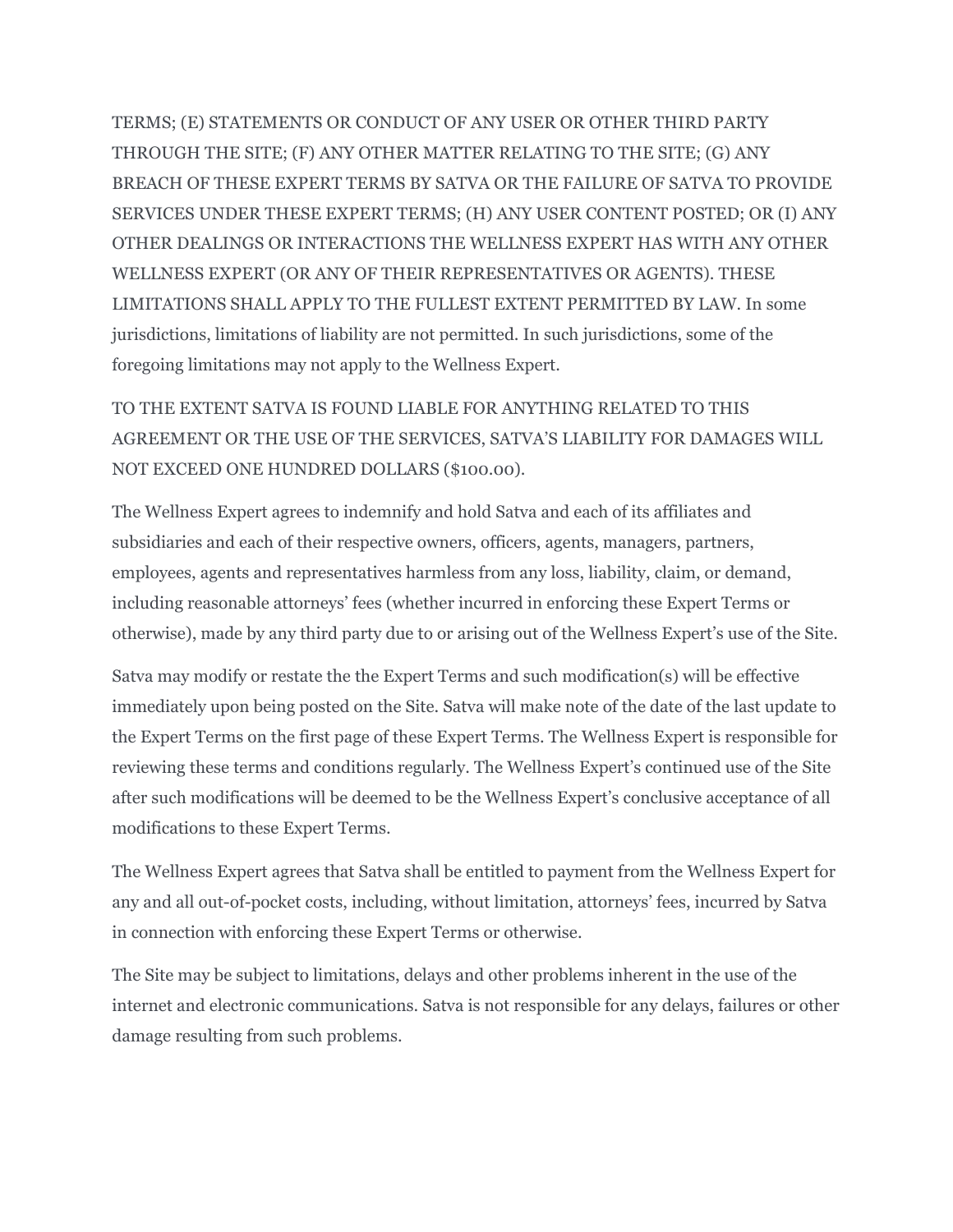TERMS; (E) STATEMENTS OR CONDUCT OF ANY USER OR OTHER THIRD PARTY THROUGH THE SITE; (F) ANY OTHER MATTER RELATING TO THE SITE; (G) ANY BREACH OF THESE EXPERT TERMS BY SATVA OR THE FAILURE OF SATVA TO PROVIDE SERVICES UNDER THESE EXPERT TERMS; (H) ANY USER CONTENT POSTED; OR (I) ANY OTHER DEALINGS OR INTERACTIONS THE WELLNESS EXPERT HAS WITH ANY OTHER WELLNESS EXPERT (OR ANY OF THEIR REPRESENTATIVES OR AGENTS). THESE LIMITATIONS SHALL APPLY TO THE FULLEST EXTENT PERMITTED BY LAW. In some jurisdictions, limitations of liability are not permitted. In such jurisdictions, some of the foregoing limitations may not apply to the Wellness Expert.

TO THE EXTENT SATVA IS FOUND LIABLE FOR ANYTHING RELATED TO THIS AGREEMENT OR THE USE OF THE SERVICES, SATVA'S LIABILITY FOR DAMAGES WILL NOT EXCEED ONE HUNDRED DOLLARS ($100.00).

The Wellness Expert agrees to indemnify and hold Satva and each of its affiliates and subsidiaries and each of their respective owners, officers, agents, managers, partners, employees, agents and representatives harmless from any loss, liability, claim, or demand, including reasonable attorneys' fees (whether incurred in enforcing these Expert Terms or otherwise), made by any third party due to or arising out of the Wellness Expert's use of the Site.

Satva may modify or restate the the Expert Terms and such modification(s) will be effective immediately upon being posted on the Site. Satva will make note of the date of the last update to the Expert Terms on the first page of these Expert Terms. The Wellness Expert is responsible for reviewing these terms and conditions regularly. The Wellness Expert's continued use of the Site after such modifications will be deemed to be the Wellness Expert's conclusive acceptance of all modifications to these Expert Terms.

The Wellness Expert agrees that Satva shall be entitled to payment from the Wellness Expert for any and all out-of-pocket costs, including, without limitation, attorneys' fees, incurred by Satva in connection with enforcing these Expert Terms or otherwise.

The Site may be subject to limitations, delays and other problems inherent in the use of the internet and electronic communications. Satva is not responsible for any delays, failures or other damage resulting from such problems.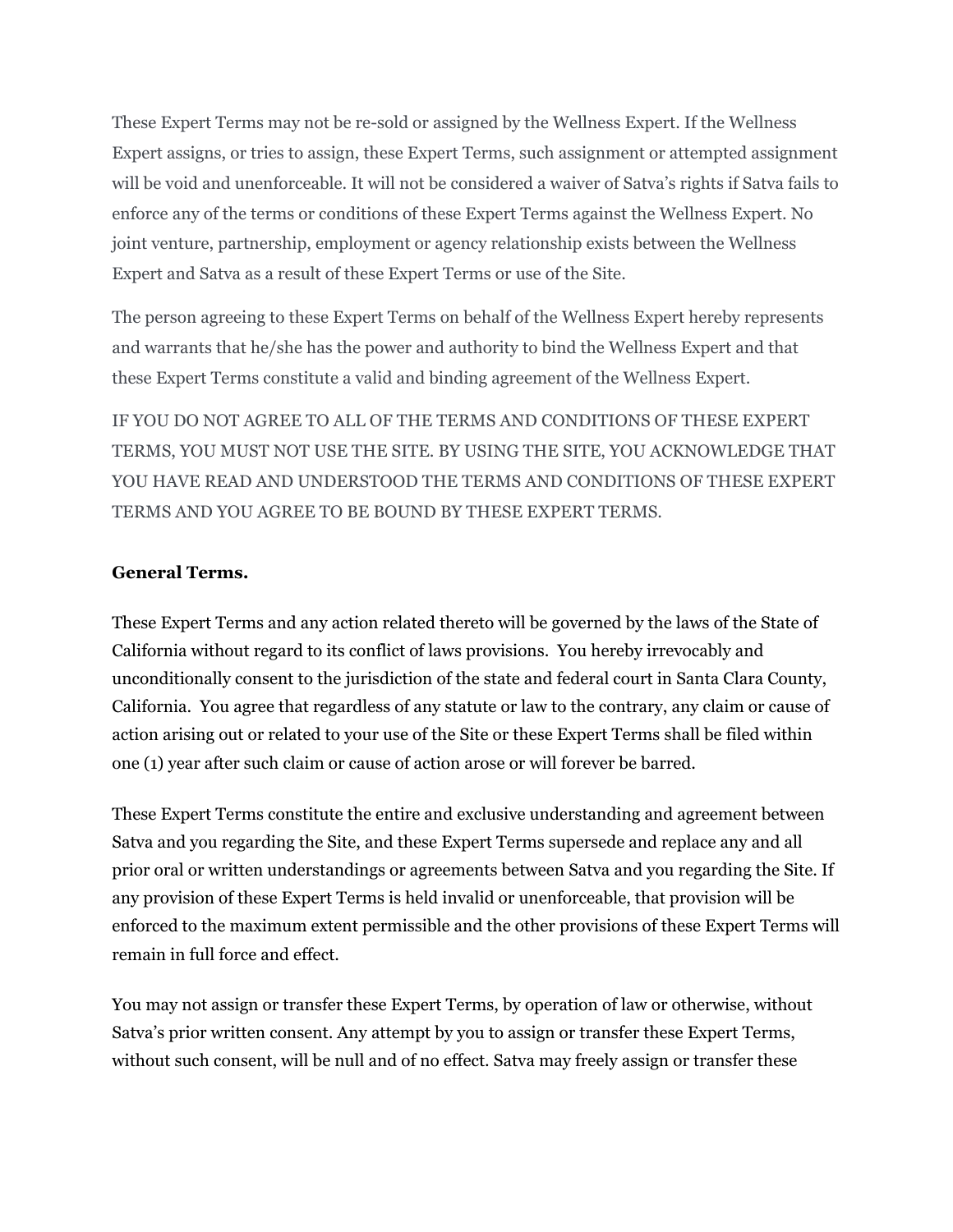These Expert Terms may not be re-sold or assigned by the Wellness Expert. If the Wellness Expert assigns, or tries to assign, these Expert Terms, such assignment or attempted assignment will be void and unenforceable. It will not be considered a waiver of Satva's rights if Satva fails to enforce any of the terms or conditions of these Expert Terms against the Wellness Expert. No joint venture, partnership, employment or agency relationship exists between the Wellness Expert and Satva as a result of these Expert Terms or use of the Site.

The person agreeing to these Expert Terms on behalf of the Wellness Expert hereby represents and warrants that he/she has the power and authority to bind the Wellness Expert and that these Expert Terms constitute a valid and binding agreement of the Wellness Expert.

IF YOU DO NOT AGREE TO ALL OF THE TERMS AND CONDITIONS OF THESE EXPERT TERMS, YOU MUST NOT USE THE SITE. BY USING THE SITE, YOU ACKNOWLEDGE THAT YOU HAVE READ AND UNDERSTOOD THE TERMS AND CONDITIONS OF THESE EXPERT TERMS AND YOU AGREE TO BE BOUND BY THESE EXPERT TERMS.

**General Terms.**

These Expert Terms and any action related thereto will be governed by the laws of the State of California without regard to its conflict of laws provisions. You hereby irrevocably and unconditionally consent to the jurisdiction of the state and federal court in Santa Clara County, California. You agree that regardless of any statute or law to the contrary, any claim or cause of action arising out or related to your use of the Site or these Expert Terms shall be filed within one (1) year after such claim or cause of action arose or will forever be barred.

These Expert Terms constitute the entire and exclusive understanding and agreement between Satva and you regarding the Site, and these Expert Terms supersede and replace any and all prior oral or written understandings or agreements between Satva and you regarding the Site. If any provision of these Expert Terms is held invalid or unenforceable, that provision will be enforced to the maximum extent permissible and the other provisions of these Expert Terms will remain in full force and effect.

You may not assign or transfer these Expert Terms, by operation of law or otherwise, without Satva's prior written consent. Any attempt by you to assign or transfer these Expert Terms, without such consent, will be null and of no effect. Satva may freely assign or transfer these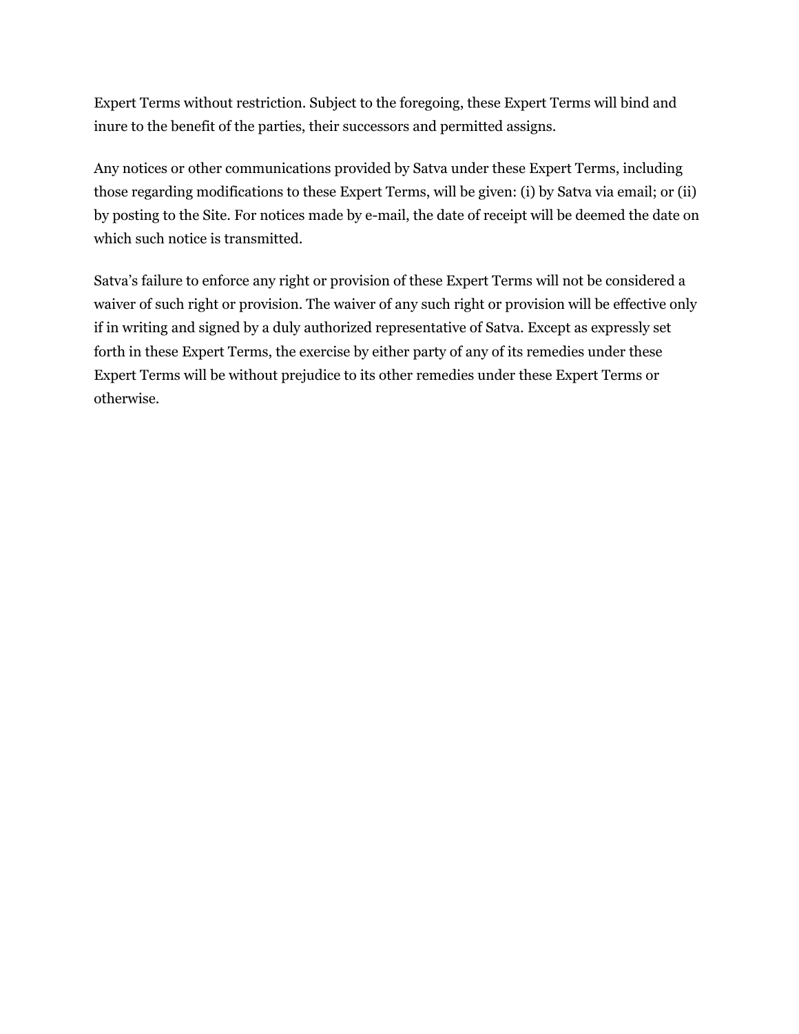Expert Terms without restriction. Subject to the foregoing, these Expert Terms will bind and inure to the benefit of the parties, their successors and permitted assigns.

Any notices or other communications provided by Satva under these Expert Terms, including those regarding modifications to these Expert Terms, will be given: (i) by Satva via email; or (ii) by posting to the Site. For notices made by e-mail, the date of receipt will be deemed the date on which such notice is transmitted.

Satva's failure to enforce any right or provision of these Expert Terms will not be considered a waiver of such right or provision. The waiver of any such right or provision will be effective only if in writing and signed by a duly authorized representative of Satva. Except as expressly set forth in these Expert Terms, the exercise by either party of any of its remedies under these Expert Terms will be without prejudice to its other remedies under these Expert Terms or otherwise.